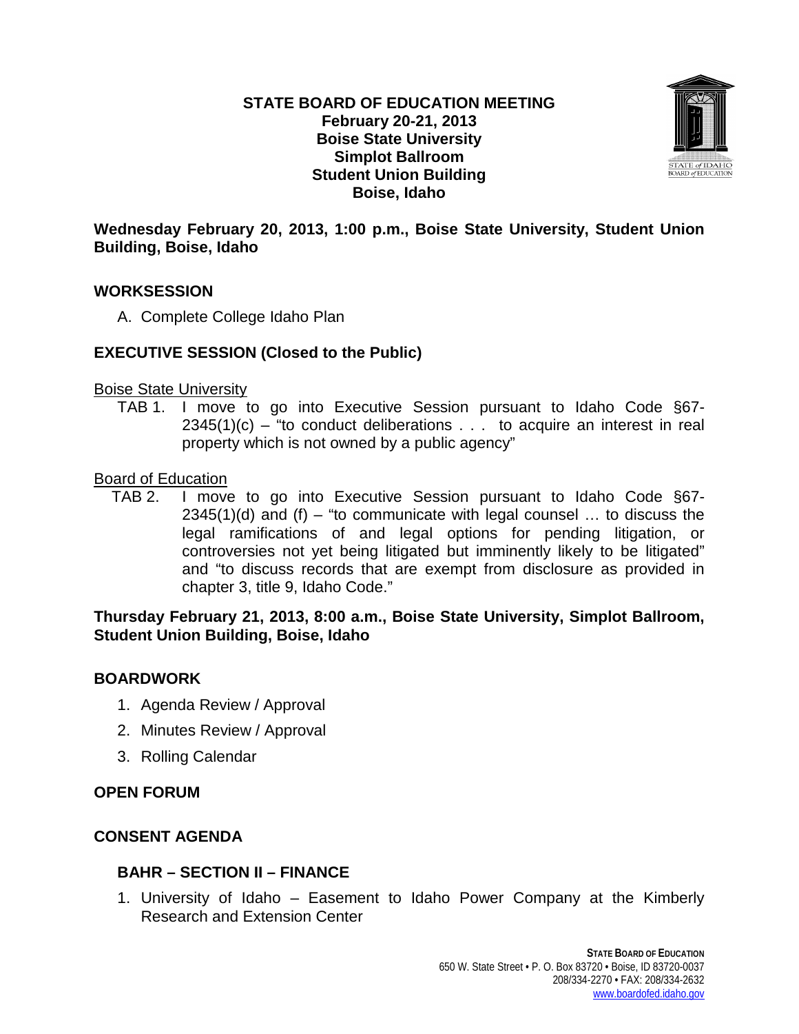# STATE BOARD OF EDUCATION MEETING
**February 20-21, 2013**
**Boise State University**
**Simplot Ballroom**
**Student Union Building**
**Boise, Idaho**

**Wednesday February 20, 2013, 1:00 p.m., Boise State University, Student Union Building, Boise, Idaho**

## WORKSESSION

A. Complete College Idaho Plan

## EXECUTIVE SESSION (Closed to the Public)

Boise State University

TAB 1. I move to go into Executive Session pursuant to Idaho Code §67-2345(1)(c) – "to conduct deliberations . . . to acquire an interest in real property which is not owned by a public agency"

Board of Education

TAB 2. I move to go into Executive Session pursuant to Idaho Code §67-2345(1)(d) and (f) – "to communicate with legal counsel … to discuss the legal ramifications of and legal options for pending litigation, or controversies not yet being litigated but imminently likely to be litigated" and "to discuss records that are exempt from disclosure as provided in chapter 3, title 9, Idaho Code."

**Thursday February 21, 2013, 8:00 a.m., Boise State University, Simplot Ballroom, Student Union Building, Boise, Idaho**

## BOARDWORK

1. Agenda Review / Approval
2. Minutes Review / Approval
3. Rolling Calendar

## OPEN FORUM

## CONSENT AGENDA

### BAHR – SECTION II – FINANCE

1. University of Idaho – Easement to Idaho Power Company at the Kimberly Research and Extension Center

**STATE BOARD OF EDUCATION**
650 W. State Street • P. O. Box 83720 • Boise, ID 83720-0037
208/334-2270 • FAX: 208/334-2632
www.boardofed.idaho.gov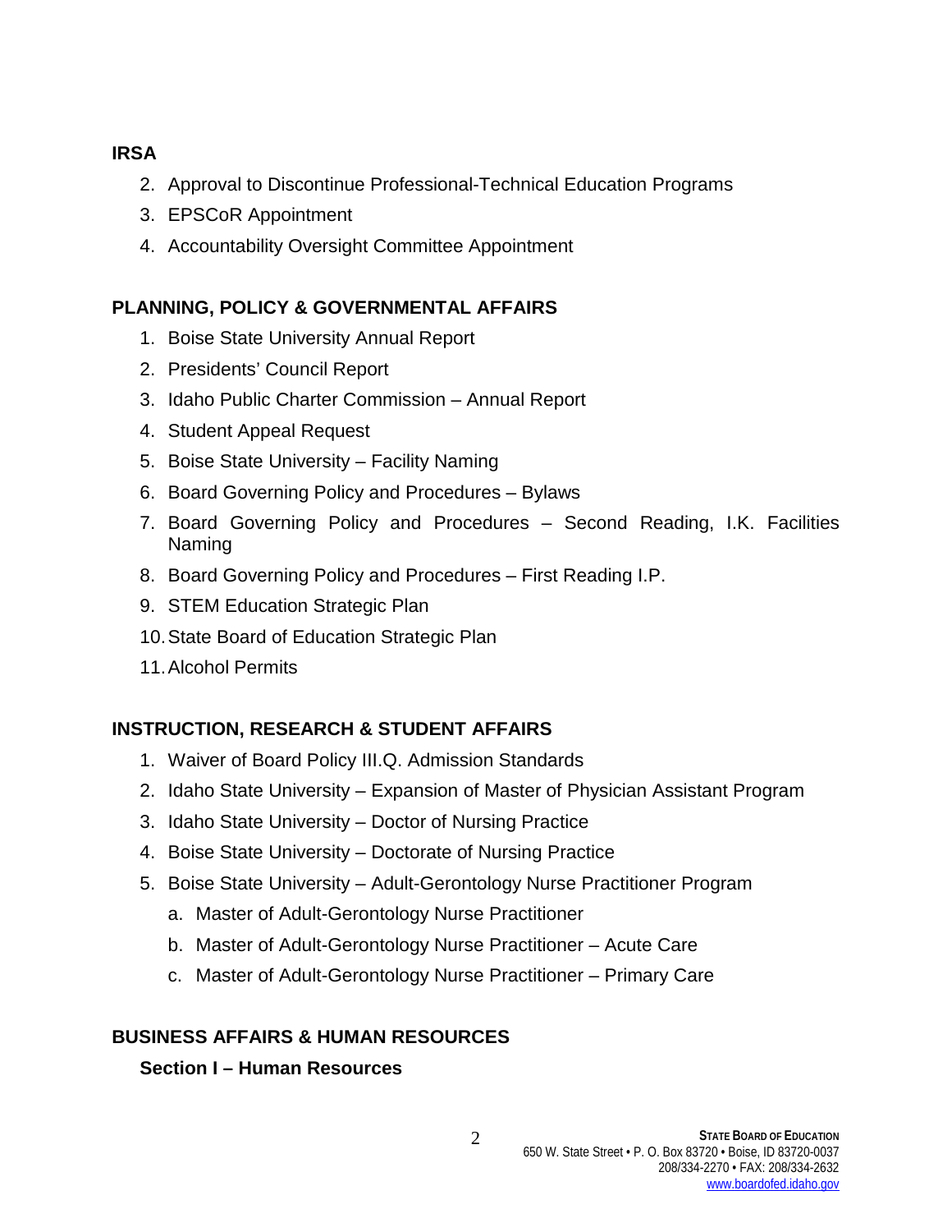**IRSA**

2. Approval to Discontinue Professional-Technical Education Programs
3. EPSCoR Appointment
4. Accountability Oversight Committee Appointment

**PLANNING, POLICY & GOVERNMENTAL AFFAIRS**

1. Boise State University Annual Report
2. Presidents' Council Report
3. Idaho Public Charter Commission – Annual Report
4. Student Appeal Request
5. Boise State University – Facility Naming
6. Board Governing Policy and Procedures – Bylaws
7. Board Governing Policy and Procedures – Second Reading, I.K. Facilities Naming
8. Board Governing Policy and Procedures – First Reading I.P.
9. STEM Education Strategic Plan
10. State Board of Education Strategic Plan
11. Alcohol Permits

**INSTRUCTION, RESEARCH & STUDENT AFFAIRS**

1. Waiver of Board Policy III.Q. Admission Standards
2. Idaho State University – Expansion of Master of Physician Assistant Program
3. Idaho State University – Doctor of Nursing Practice
4. Boise State University – Doctorate of Nursing Practice
5. Boise State University – Adult-Gerontology Nurse Practitioner Program
   a. Master of Adult-Gerontology Nurse Practitioner
   b. Master of Adult-Gerontology Nurse Practitioner – Acute Care
   c. Master of Adult-Gerontology Nurse Practitioner – Primary Care

**BUSINESS AFFAIRS & HUMAN RESOURCES**

**Section I – Human Resources**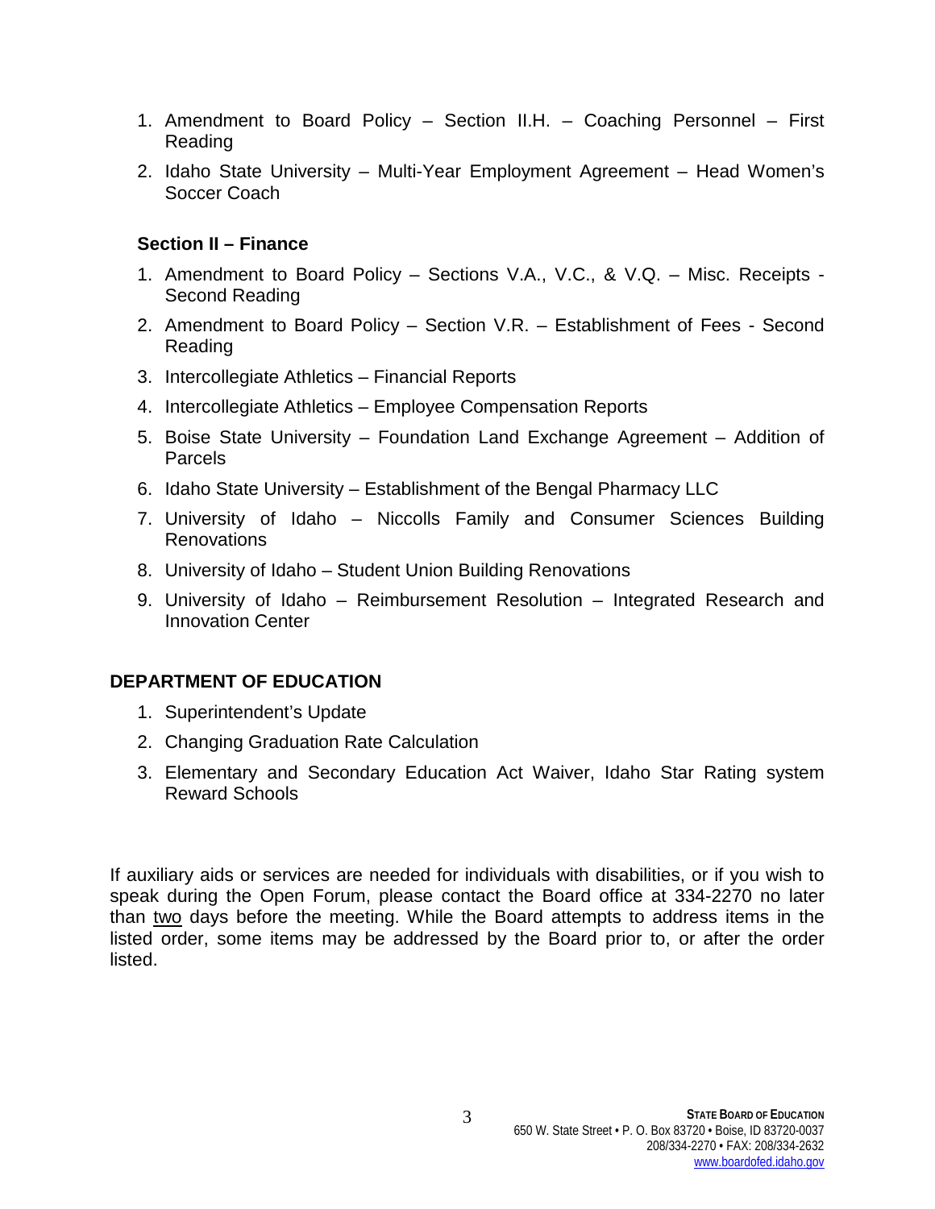1. Amendment to Board Policy – Section II.H. – Coaching Personnel – First Reading
2. Idaho State University – Multi-Year Employment Agreement – Head Women's Soccer Coach

### Section II – Finance

1. Amendment to Board Policy – Sections V.A., V.C., & V.Q. – Misc. Receipts - Second Reading
2. Amendment to Board Policy – Section V.R. – Establishment of Fees - Second Reading
3. Intercollegiate Athletics – Financial Reports
4. Intercollegiate Athletics – Employee Compensation Reports
5. Boise State University – Foundation Land Exchange Agreement – Addition of Parcels
6. Idaho State University – Establishment of the Bengal Pharmacy LLC
7. University of Idaho – Niccolls Family and Consumer Sciences Building Renovations
8. University of Idaho – Student Union Building Renovations
9. University of Idaho – Reimbursement Resolution – Integrated Research and Innovation Center

## DEPARTMENT OF EDUCATION

1. Superintendent's Update
2. Changing Graduation Rate Calculation
3. Elementary and Secondary Education Act Waiver, Idaho Star Rating system Reward Schools

If auxiliary aids or services are needed for individuals with disabilities, or if you wish to speak during the Open Forum, please contact the Board office at 334-2270 no later than two days before the meeting. While the Board attempts to address items in the listed order, some items may be addressed by the Board prior to, or after the order listed.

**STATE BOARD OF EDUCATION**
650 W. State Street • P. O. Box 83720 • Boise, ID 83720-0037
208/334-2270 • FAX: 208/334-2632
www.boardofed.idaho.gov